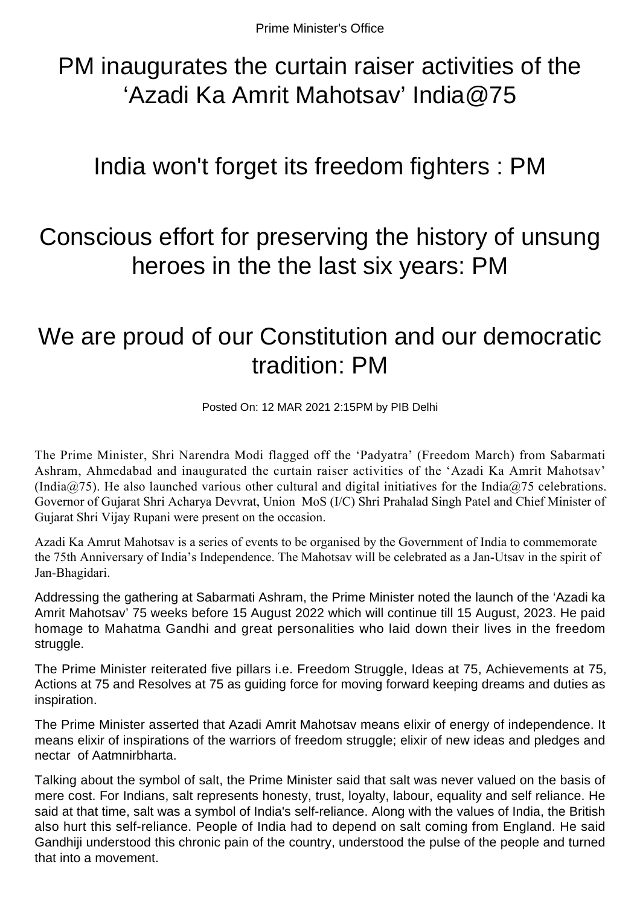Prime Minister's Office

# PM inaugurates the curtain raiser activities of the 'Azadi Ka Amrit Mahotsav' India@75

# India won't forget its freedom fighters : PM

# Conscious effort for preserving the history of unsung heroes in the the last six years: PM

# We are proud of our Constitution and our democratic tradition: PM

Posted On: 12 MAR 2021 2:15PM by PIB Delhi

The Prime Minister, Shri Narendra Modi flagged off the 'Padyatra' (Freedom March) from Sabarmati Ashram, Ahmedabad and inaugurated the curtain raiser activities of the 'Azadi Ka Amrit Mahotsav' (India@75). He also launched various other cultural and digital initiatives for the India@75 celebrations. Governor of Gujarat Shri Acharya Devvrat, Union MoS (I/C) Shri Prahalad Singh Patel and Chief Minister of Gujarat Shri Vijay Rupani were present on the occasion.

Azadi Ka Amrut Mahotsav is a series of events to be organised by the Government of India to commemorate the 75th Anniversary of India's Independence. The Mahotsav will be celebrated as a Jan-Utsav in the spirit of Jan-Bhagidari.

Addressing the gathering at Sabarmati Ashram, the Prime Minister noted the launch of the 'Azadi ka Amrit Mahotsav' 75 weeks before 15 August 2022 which will continue till 15 August, 2023. He paid homage to Mahatma Gandhi and great personalities who laid down their lives in the freedom struggle.

The Prime Minister reiterated five pillars i.e. Freedom Struggle, Ideas at 75, Achievements at 75, Actions at 75 and Resolves at 75 as guiding force for moving forward keeping dreams and duties as inspiration.

The Prime Minister asserted that Azadi Amrit Mahotsav means elixir of energy of independence. It means elixir of inspirations of the warriors of freedom struggle; elixir of new ideas and pledges and nectar of Aatmnirbharta.

Talking about the symbol of salt, the Prime Minister said that salt was never valued on the basis of mere cost. For Indians, salt represents honesty, trust, loyalty, labour, equality and self reliance. He said at that time, salt was a symbol of India's self-reliance. Along with the values of India, the British also hurt this self-reliance. People of India had to depend on salt coming from England. He said Gandhiji understood this chronic pain of the country, understood the pulse of the people and turned that into a movement.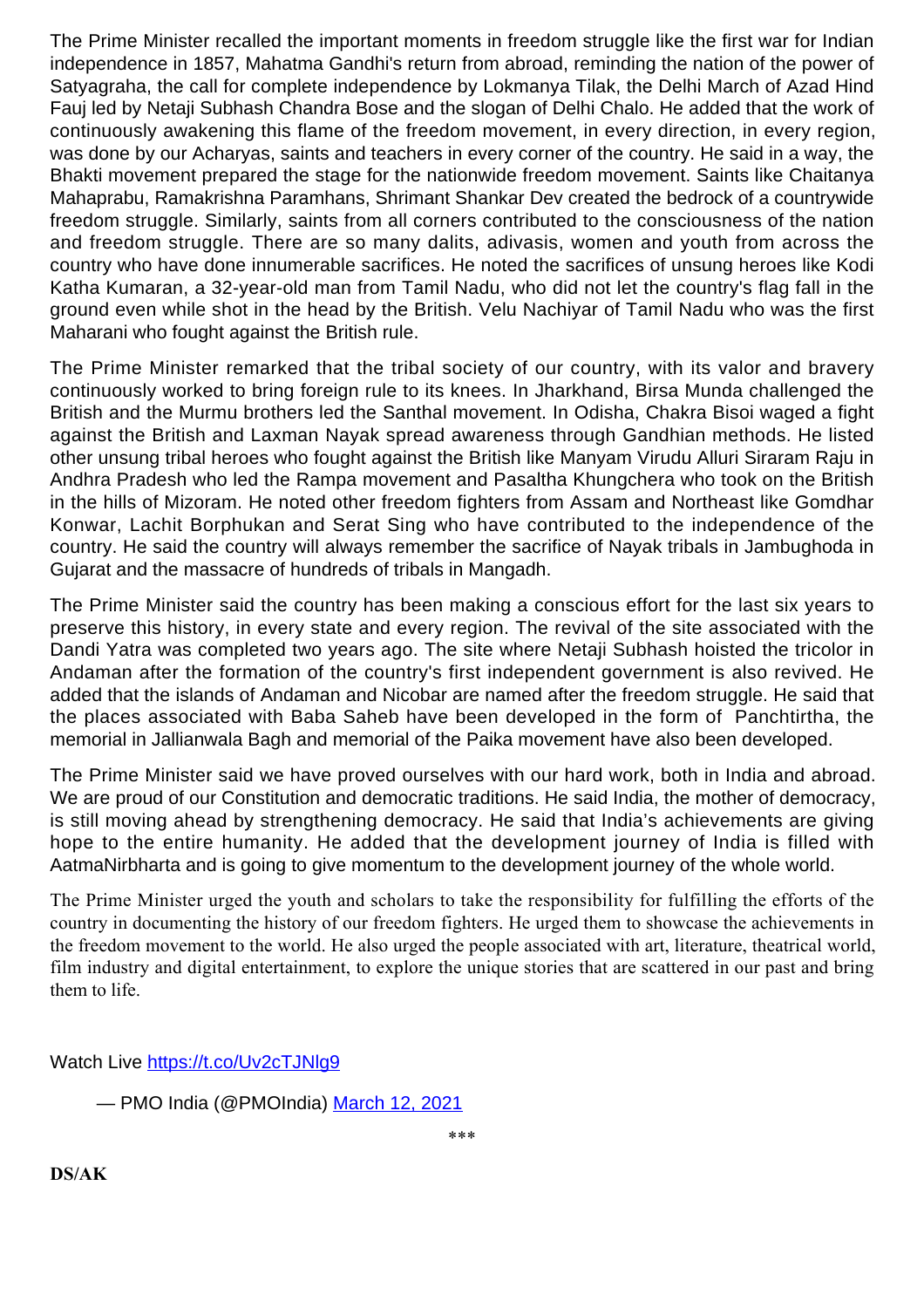The Prime Minister recalled the important moments in freedom struggle like the first war for Indian independence in 1857, Mahatma Gandhi's return from abroad, reminding the nation of the power of Satyagraha, the call for complete independence by Lokmanya Tilak, the Delhi March of Azad Hind Fauj led by Netaji Subhash Chandra Bose and the slogan of Delhi Chalo. He added that the work of continuously awakening this flame of the freedom movement, in every direction, in every region, was done by our Acharyas, saints and teachers in every corner of the country. He said in a way, the Bhakti movement prepared the stage for the nationwide freedom movement. Saints like Chaitanya Mahaprabu, Ramakrishna Paramhans, Shrimant Shankar Dev created the bedrock of a countrywide freedom struggle. Similarly, saints from all corners contributed to the consciousness of the nation and freedom struggle. There are so many dalits, adivasis, women and youth from across the country who have done innumerable sacrifices. He noted the sacrifices of unsung heroes like Kodi Katha Kumaran, a 32-year-old man from Tamil Nadu, who did not let the country's flag fall in the ground even while shot in the head by the British. Velu Nachiyar of Tamil Nadu who was the first Maharani who fought against the British rule.

The Prime Minister remarked that the tribal society of our country, with its valor and bravery continuously worked to bring foreign rule to its knees. In Jharkhand, Birsa Munda challenged the British and the Murmu brothers led the Santhal movement. In Odisha, Chakra Bisoi waged a fight against the British and Laxman Nayak spread awareness through Gandhian methods. He listed other unsung tribal heroes who fought against the British like Manyam Virudu Alluri Siraram Raju in Andhra Pradesh who led the Rampa movement and Pasaltha Khungchera who took on the British in the hills of Mizoram. He noted other freedom fighters from Assam and Northeast like Gomdhar Konwar, Lachit Borphukan and Serat Sing who have contributed to the independence of the country. He said the country will always remember the sacrifice of Nayak tribals in Jambughoda in Gujarat and the massacre of hundreds of tribals in Mangadh.

The Prime Minister said the country has been making a conscious effort for the last six years to preserve this history, in every state and every region. The revival of the site associated with the Dandi Yatra was completed two years ago. The site where Netaji Subhash hoisted the tricolor in Andaman after the formation of the country's first independent government is also revived. He added that the islands of Andaman and Nicobar are named after the freedom struggle. He said that the places associated with Baba Saheb have been developed in the form of Panchtirtha, the memorial in Jallianwala Bagh and memorial of the Paika movement have also been developed.

The Prime Minister said we have proved ourselves with our hard work, both in India and abroad. We are proud of our Constitution and democratic traditions. He said India, the mother of democracy, is still moving ahead by strengthening democracy. He said that India's achievements are giving hope to the entire humanity. He added that the development journey of India is filled with AatmaNirbharta and is going to give momentum to the development journey of the whole world.

The Prime Minister urged the youth and scholars to take the responsibility for fulfilling the efforts of the country in documenting the history of our freedom fighters. He urged them to showcase the achievements in the freedom movement to the world. He also urged the people associated with art, literature, theatrical world, film industry and digital entertainment, to explore the unique stories that are scattered in our past and bring them to life.

Watch Live https://t.co/Uv2cTJNlg9

— PMO India (@PMOIndia) March 12, 2021

***

**DS/AK**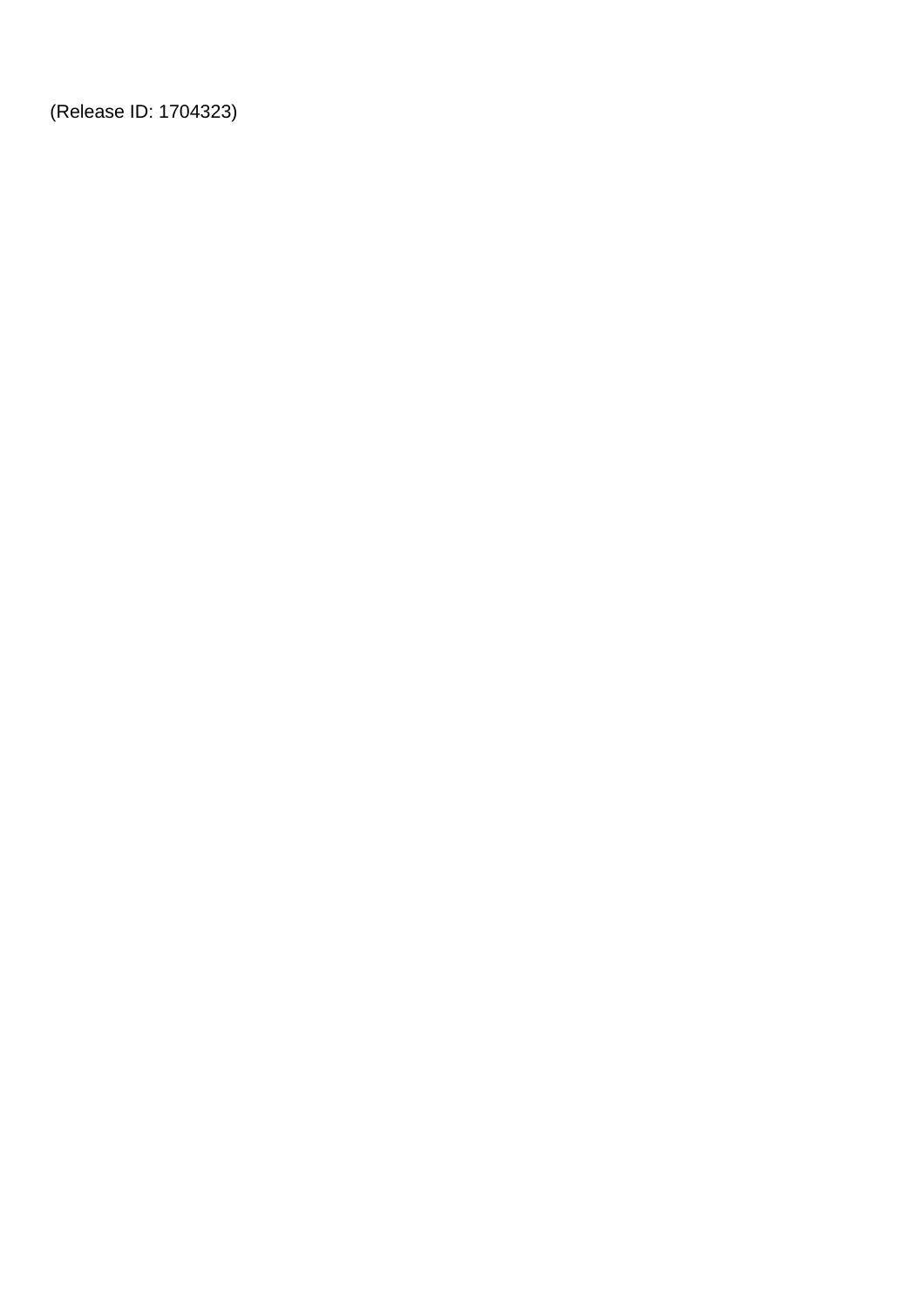(Release ID: 1704323)